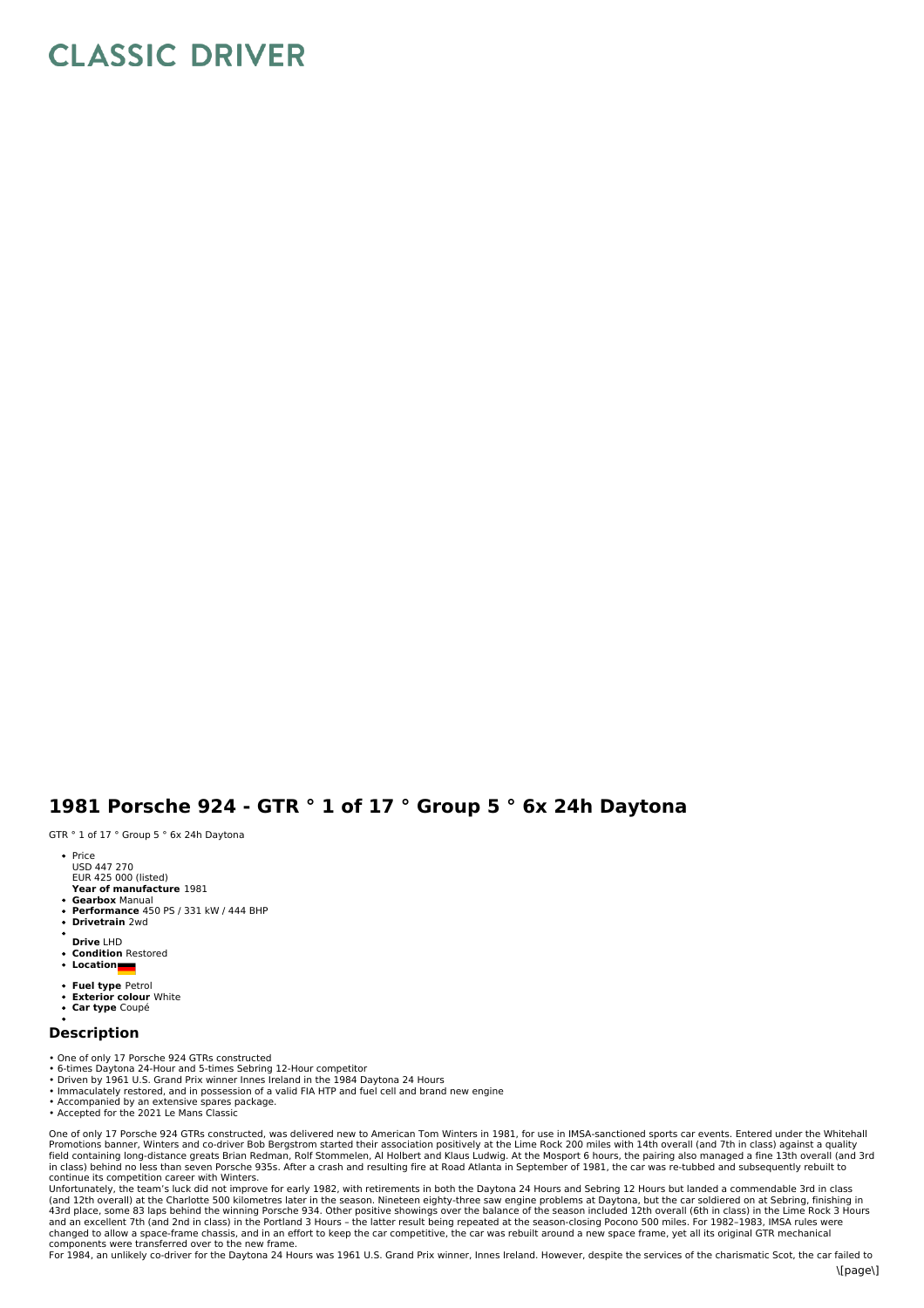# CLASSIC DRIVER

## 1981 Porsche 924 - GTR ° 1 of 17 ° Group 5 ° 6x 24h Daytona

GTR ° 1 of 17 ° Group 5 ° 6x 24h Daytona

- Price
  USD 447 270
  EUR 425 000 (listed)
  **Year of manufacture** 1981
- **Gearbox** Manual
- **Performance** 450 PS / 331 kW / 444 BHP
- **Drivetrain** 2wd
- 
  **Drive** LHD
- **Condition** Restored
- **Location**
- **Fuel type** Petrol
- **Exterior colour** White
- **Car type** Coupé
- 

### Description

• One of only 17 Porsche 924 GTRs constructed
• 6-times Daytona 24-Hour and 5-times Sebring 12-Hour competitor
• Driven by 1961 U.S. Grand Prix winner Innes Ireland in the 1984 Daytona 24 Hours
• Immaculately restored, and in possession of a valid FIA HTP and fuel cell and brand new engine
• Accompanied by an extensive spares package.
• Accepted for the 2021 Le Mans Classic

One of only 17 Porsche 924 GTRs constructed, was delivered new to American Tom Winters in 1981, for use in IMSA-sanctioned sports car events. Entered under the Whitehall Promotions banner, Winters and co-driver Bob Bergstrom started their association positively at the Lime Rock 200 miles with 14th overall (and 7th in class) against a quality field containing long-distance greats Brian Redman, Rolf Stommelen, Al Holbert and Klaus Ludwig. At the Mosport 6 hours, the pairing also managed a fine 13th overall (and 3rd in class) behind no less than seven Porsche 935s. After a crash and resulting fire at Road Atlanta in September of 1981, the car was re-tubbed and subsequently rebuilt to continue its competition career with Winters.
Unfortunately, the team's luck did not improve for early 1982, with retirements in both the Daytona 24 Hours and Sebring 12 Hours but landed a commendable 3rd in class (and 12th overall) at the Charlotte 500 kilometres later in the season. Nineteen eighty-three saw engine problems at Daytona, but the car soldiered on at Sebring, finishing in 43rd place, some 83 laps behind the winning Porsche 934. Other positive showings over the balance of the season included 12th overall (6th in class) in the Lime Rock 3 Hours and an excellent 7th (and 2nd in class) in the Portland 3 Hours – the latter result being repeated at the season-closing Pocono 500 miles. For 1982–1983, IMSA rules were changed to allow a space-frame chassis, and in an effort to keep the car competitive, the car was rebuilt around a new space frame, yet all its original GTR mechanical components were transferred over to the new frame.
For 1984, an unlikely co-driver for the Daytona 24 Hours was 1961 U.S. Grand Prix winner, Innes Ireland. However, despite the services of the charismatic Scot, the car failed to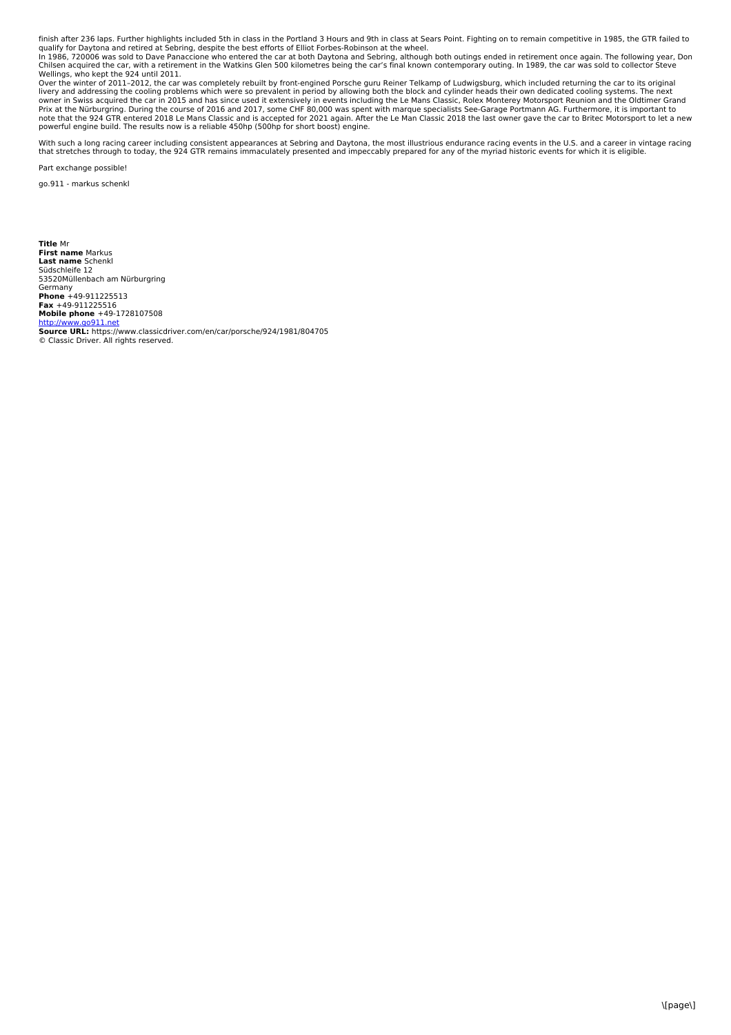finish after 236 laps. Further highlights included 5th in class in the Portland 3 Hours and 9th in class at Sears Point. Fighting on to remain competitive in 1985, the GTR failed to qualify for Daytona and retired at Sebring, despite the best efforts of Elliot Forbes-Robinson at the wheel.
In 1986, 720006 was sold to Dave Panaccione who entered the car at both Daytona and Sebring, although both outings ended in retirement once again. The following year, Don Chilsen acquired the car, with a retirement in the Watkins Glen 500 kilometres being the car's final known contemporary outing. In 1989, the car was sold to collector Steve Wellings, who kept the 924 until 2011.
Over the winter of 2011–2012, the car was completely rebuilt by front-engined Porsche guru Reiner Telkamp of Ludwigsburg, which included returning the car to its original livery and addressing the cooling problems which were so prevalent in period by allowing both the block and cylinder heads their own dedicated cooling systems. The next owner in Swiss acquired the car in 2015 and has since used it extensively in events including the Le Mans Classic, Rolex Monterey Motorsport Reunion and the Oldtimer Grand Prix at the Nürburgring. During the course of 2016 and 2017, some CHF 80,000 was spent with marque specialists See-Garage Portmann AG. Furthermore, it is important to note that the 924 GTR entered 2018 Le Mans Classic and is accepted for 2021 again. After the Le Man Classic 2018 the last owner gave the car to Britec Motorsport to let a new powerful engine build. The results now is a reliable 450hp (500hp for short boost) engine.

With such a long racing career including consistent appearances at Sebring and Daytona, the most illustrious endurance racing events in the U.S. and a career in vintage racing that stretches through to today, the 924 GTR remains immaculately presented and impeccably prepared for any of the myriad historic events for which it is eligible.

Part exchange possible!

go.911 - markus schenkl

**Title** Mr
**First name** Markus
**Last name** Schenkl
Südschleife 12
53520Müllenbach am Nürburgring
Germany
**Phone** +49-911225513
**Fax** +49-911225516
**Mobile phone** +49-1728107508
http://www.go911.net
**Source URL:** https://www.classicdriver.com/en/car/porsche/924/1981/804705
© Classic Driver. All rights reserved.